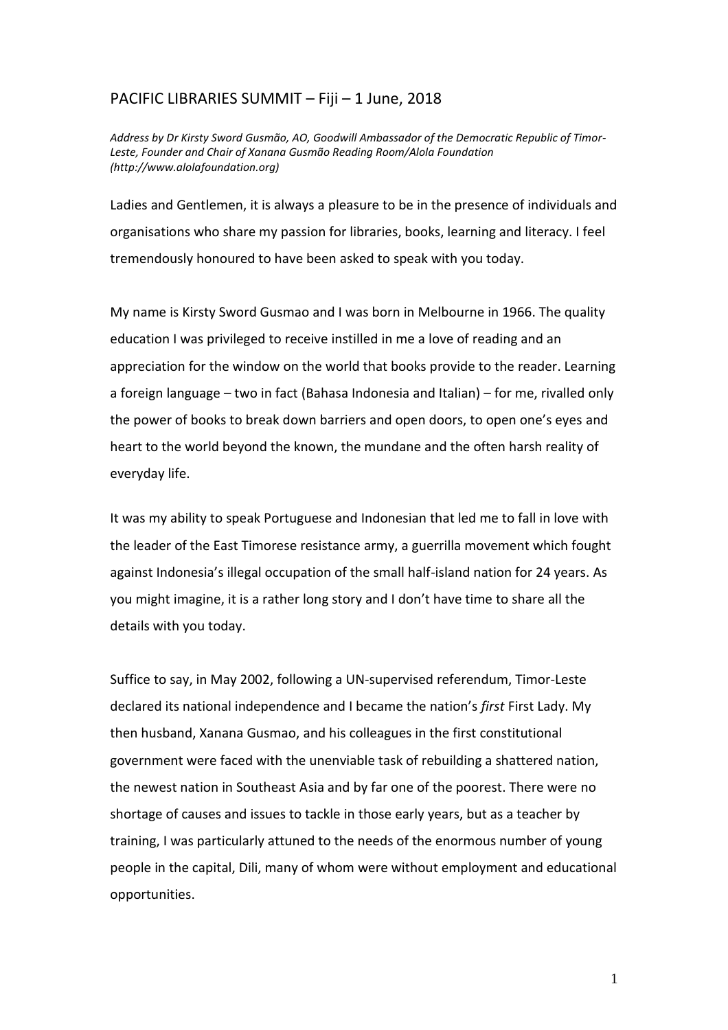# PACIFIC LIBRARIES SUMMIT – Fiji – 1 June, 2018

*Address by Dr Kirsty Sword Gusmão, AO, Goodwill Ambassador of the Democratic Republic of Timor-Leste, Founder and Chair of Xanana Gusmão Reading Room/Alola Foundation (http://www.alolafoundation.org)*

Ladies and Gentlemen, it is always a pleasure to be in the presence of individuals and organisations who share my passion for libraries, books, learning and literacy. I feel tremendously honoured to have been asked to speak with you today.

My name is Kirsty Sword Gusmao and I was born in Melbourne in 1966. The quality education I was privileged to receive instilled in me a love of reading and an appreciation for the window on the world that books provide to the reader. Learning a foreign language – two in fact (Bahasa Indonesia and Italian) – for me, rivalled only the power of books to break down barriers and open doors, to open one's eyes and heart to the world beyond the known, the mundane and the often harsh reality of everyday life.

It was my ability to speak Portuguese and Indonesian that led me to fall in love with the leader of the East Timorese resistance army, a guerrilla movement which fought against Indonesia's illegal occupation of the small half-island nation for 24 years. As you might imagine, it is a rather long story and I don't have time to share all the details with you today.

Suffice to say, in May 2002, following a UN-supervised referendum, Timor-Leste declared its national independence and I became the nation's *first* First Lady. My then husband, Xanana Gusmao, and his colleagues in the first constitutional government were faced with the unenviable task of rebuilding a shattered nation, the newest nation in Southeast Asia and by far one of the poorest. There were no shortage of causes and issues to tackle in those early years, but as a teacher by training, I was particularly attuned to the needs of the enormous number of young people in the capital, Dili, many of whom were without employment and educational opportunities.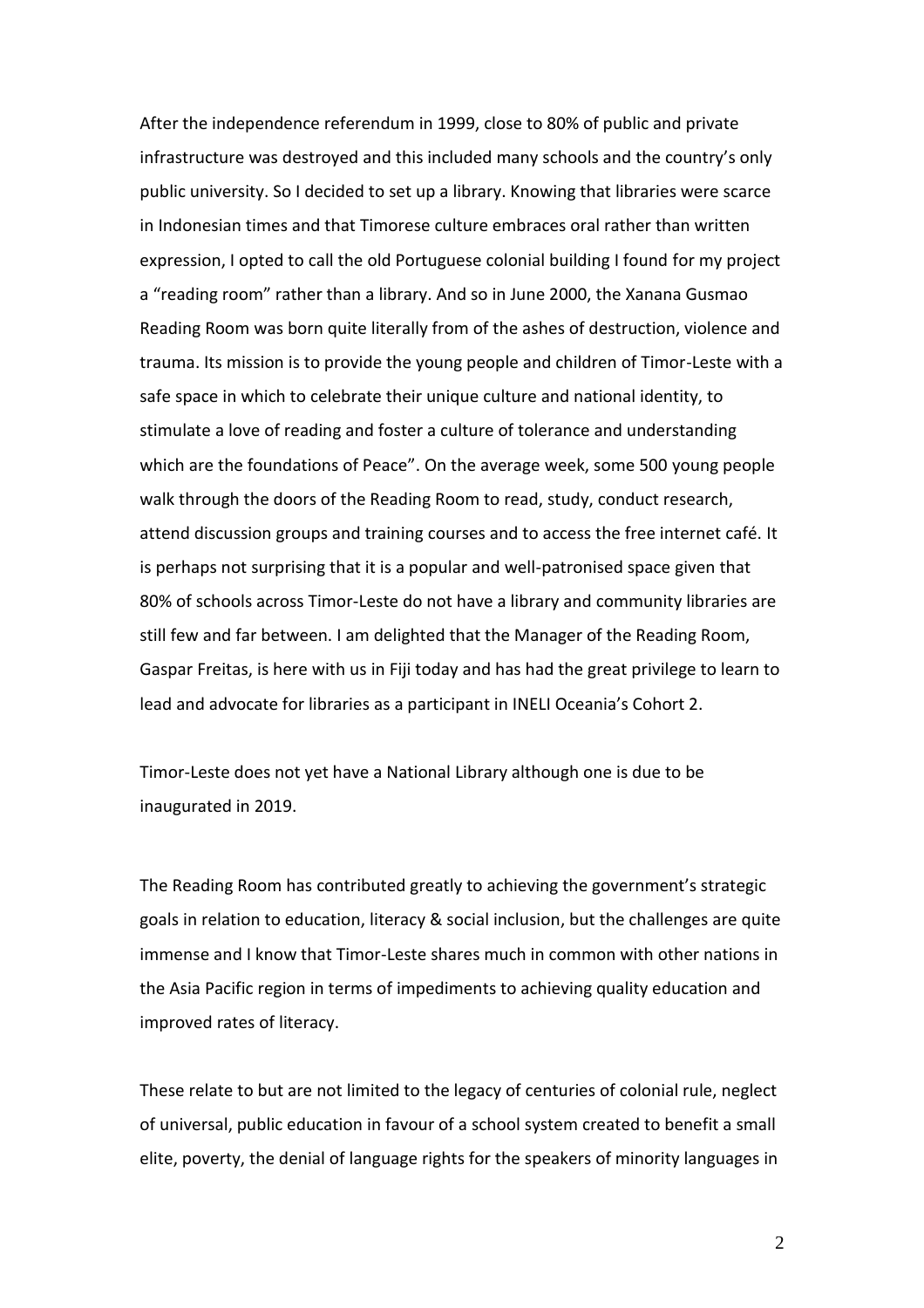After the independence referendum in 1999, close to 80% of public and private infrastructure was destroyed and this included many schools and the country's only public university. So I decided to set up a library. Knowing that libraries were scarce in Indonesian times and that Timorese culture embraces oral rather than written expression, I opted to call the old Portuguese colonial building I found for my project a "reading room" rather than a library. And so in June 2000, the Xanana Gusmao Reading Room was born quite literally from of the ashes of destruction, violence and trauma. Its mission is to provide the young people and children of Timor-Leste with a safe space in which to celebrate their unique culture and national identity, to stimulate a love of reading and foster a culture of tolerance and understanding which are the foundations of Peace". On the average week, some 500 young people walk through the doors of the Reading Room to read, study, conduct research, attend discussion groups and training courses and to access the free internet café. It is perhaps not surprising that it is a popular and well-patronised space given that 80% of schools across Timor-Leste do not have a library and community libraries are still few and far between. I am delighted that the Manager of the Reading Room, Gaspar Freitas, is here with us in Fiji today and has had the great privilege to learn to lead and advocate for libraries as a participant in INELI Oceania's Cohort 2.

Timor-Leste does not yet have a National Library although one is due to be inaugurated in 2019.

The Reading Room has contributed greatly to achieving the government's strategic goals in relation to education, literacy & social inclusion, but the challenges are quite immense and I know that Timor-Leste shares much in common with other nations in the Asia Pacific region in terms of impediments to achieving quality education and improved rates of literacy.

These relate to but are not limited to the legacy of centuries of colonial rule, neglect of universal, public education in favour of a school system created to benefit a small elite, poverty, the denial of language rights for the speakers of minority languages in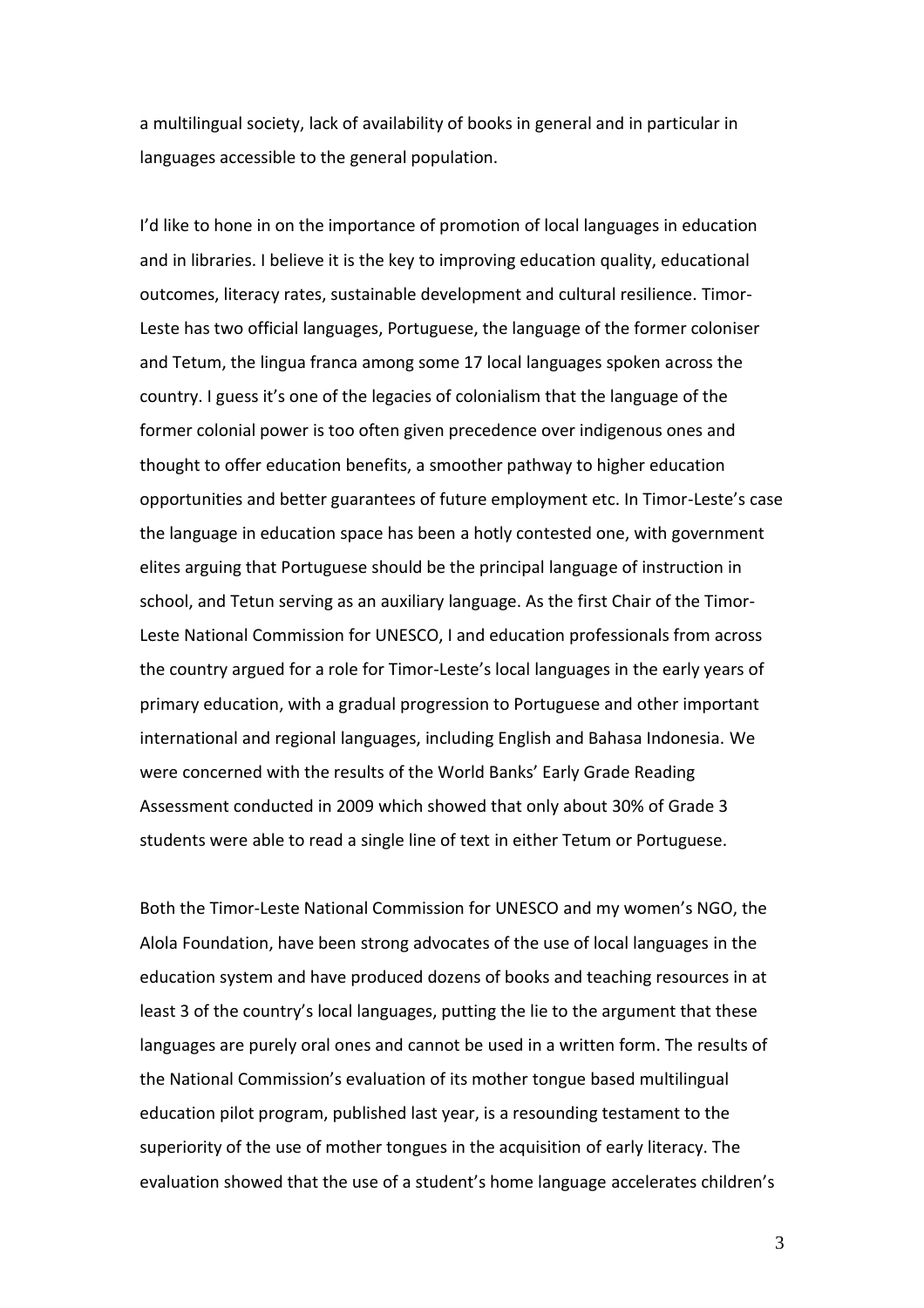a multilingual society, lack of availability of books in general and in particular in languages accessible to the general population.

I'd like to hone in on the importance of promotion of local languages in education and in libraries. I believe it is the key to improving education quality, educational outcomes, literacy rates, sustainable development and cultural resilience. Timor-Leste has two official languages, Portuguese, the language of the former coloniser and Tetum, the lingua franca among some 17 local languages spoken across the country. I guess it's one of the legacies of colonialism that the language of the former colonial power is too often given precedence over indigenous ones and thought to offer education benefits, a smoother pathway to higher education opportunities and better guarantees of future employment etc. In Timor-Leste's case the language in education space has been a hotly contested one, with government elites arguing that Portuguese should be the principal language of instruction in school, and Tetun serving as an auxiliary language. As the first Chair of the Timor-Leste National Commission for UNESCO, I and education professionals from across the country argued for a role for Timor-Leste's local languages in the early years of primary education, with a gradual progression to Portuguese and other important international and regional languages, including English and Bahasa Indonesia. We were concerned with the results of the World Banks' Early Grade Reading Assessment conducted in 2009 which showed that only about 30% of Grade 3 students were able to read a single line of text in either Tetum or Portuguese.

Both the Timor-Leste National Commission for UNESCO and my women's NGO, the Alola Foundation, have been strong advocates of the use of local languages in the education system and have produced dozens of books and teaching resources in at least 3 of the country's local languages, putting the lie to the argument that these languages are purely oral ones and cannot be used in a written form. The results of the National Commission's evaluation of its mother tongue based multilingual education pilot program, published last year, is a resounding testament to the superiority of the use of mother tongues in the acquisition of early literacy. The evaluation showed that the use of a student's home language accelerates children's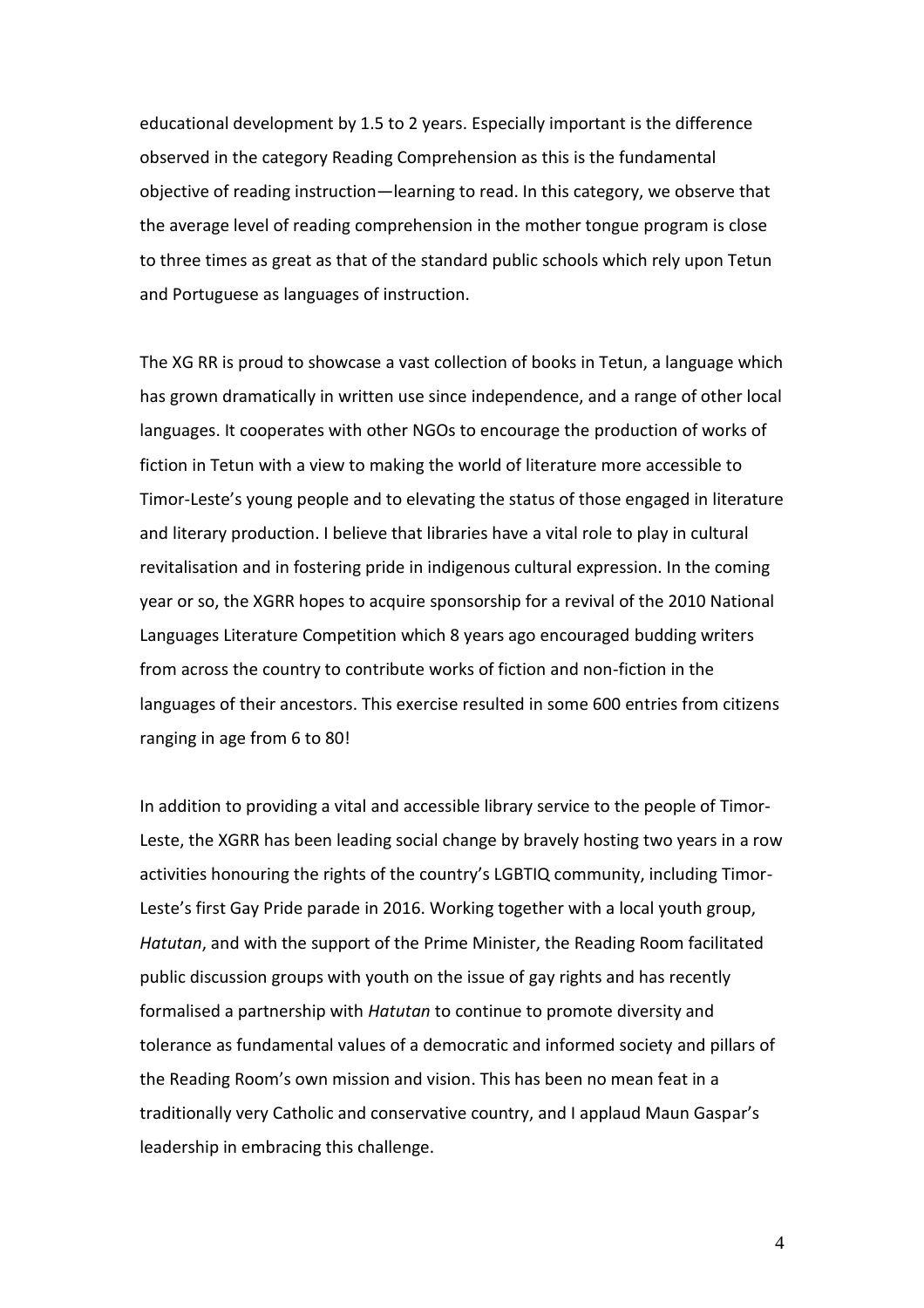educational development by 1.5 to 2 years. Especially important is the difference observed in the category Reading Comprehension as this is the fundamental objective of reading instruction—learning to read. In this category, we observe that the average level of reading comprehension in the mother tongue program is close to three times as great as that of the standard public schools which rely upon Tetun and Portuguese as languages of instruction.

The XG RR is proud to showcase a vast collection of books in Tetun, a language which has grown dramatically in written use since independence, and a range of other local languages. It cooperates with other NGOs to encourage the production of works of fiction in Tetun with a view to making the world of literature more accessible to Timor-Leste's young people and to elevating the status of those engaged in literature and literary production. I believe that libraries have a vital role to play in cultural revitalisation and in fostering pride in indigenous cultural expression. In the coming year or so, the XGRR hopes to acquire sponsorship for a revival of the 2010 National Languages Literature Competition which 8 years ago encouraged budding writers from across the country to contribute works of fiction and non-fiction in the languages of their ancestors. This exercise resulted in some 600 entries from citizens ranging in age from 6 to 80!

In addition to providing a vital and accessible library service to the people of Timor-Leste, the XGRR has been leading social change by bravely hosting two years in a row activities honouring the rights of the country's LGBTIQ community, including Timor-Leste's first Gay Pride parade in 2016. Working together with a local youth group, *Hatutan*, and with the support of the Prime Minister, the Reading Room facilitated public discussion groups with youth on the issue of gay rights and has recently formalised a partnership with *Hatutan* to continue to promote diversity and tolerance as fundamental values of a democratic and informed society and pillars of the Reading Room's own mission and vision. This has been no mean feat in a traditionally very Catholic and conservative country, and I applaud Maun Gaspar's leadership in embracing this challenge.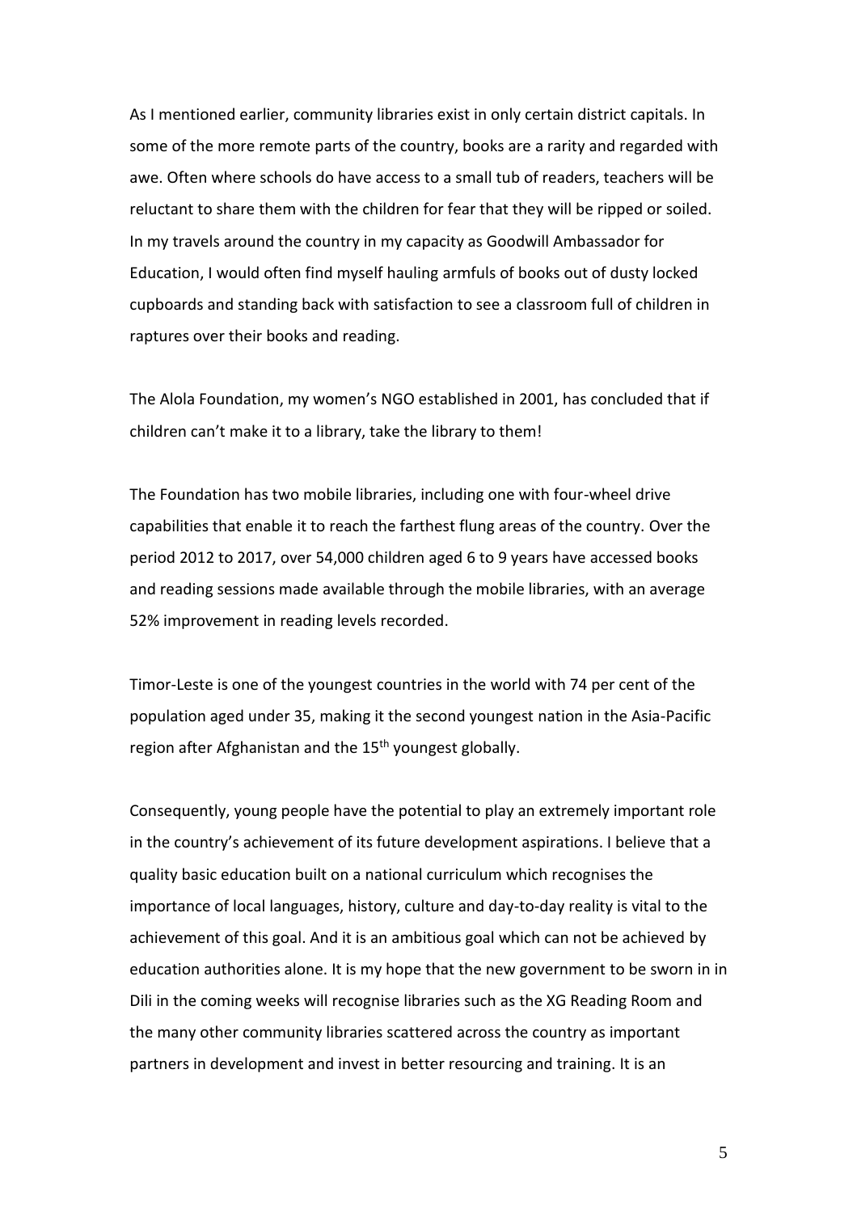As I mentioned earlier, community libraries exist in only certain district capitals. In some of the more remote parts of the country, books are a rarity and regarded with awe. Often where schools do have access to a small tub of readers, teachers will be reluctant to share them with the children for fear that they will be ripped or soiled. In my travels around the country in my capacity as Goodwill Ambassador for Education, I would often find myself hauling armfuls of books out of dusty locked cupboards and standing back with satisfaction to see a classroom full of children in raptures over their books and reading.

The Alola Foundation, my women's NGO established in 2001, has concluded that if children can't make it to a library, take the library to them!

The Foundation has two mobile libraries, including one with four-wheel drive capabilities that enable it to reach the farthest flung areas of the country. Over the period 2012 to 2017, over 54,000 children aged 6 to 9 years have accessed books and reading sessions made available through the mobile libraries, with an average 52% improvement in reading levels recorded.

Timor-Leste is one of the youngest countries in the world with 74 per cent of the population aged under 35, making it the second youngest nation in the Asia-Pacific region after Afghanistan and the 15th youngest globally.

Consequently, young people have the potential to play an extremely important role in the country's achievement of its future development aspirations. I believe that a quality basic education built on a national curriculum which recognises the importance of local languages, history, culture and day-to-day reality is vital to the achievement of this goal. And it is an ambitious goal which can not be achieved by education authorities alone. It is my hope that the new government to be sworn in in Dili in the coming weeks will recognise libraries such as the XG Reading Room and the many other community libraries scattered across the country as important partners in development and invest in better resourcing and training. It is an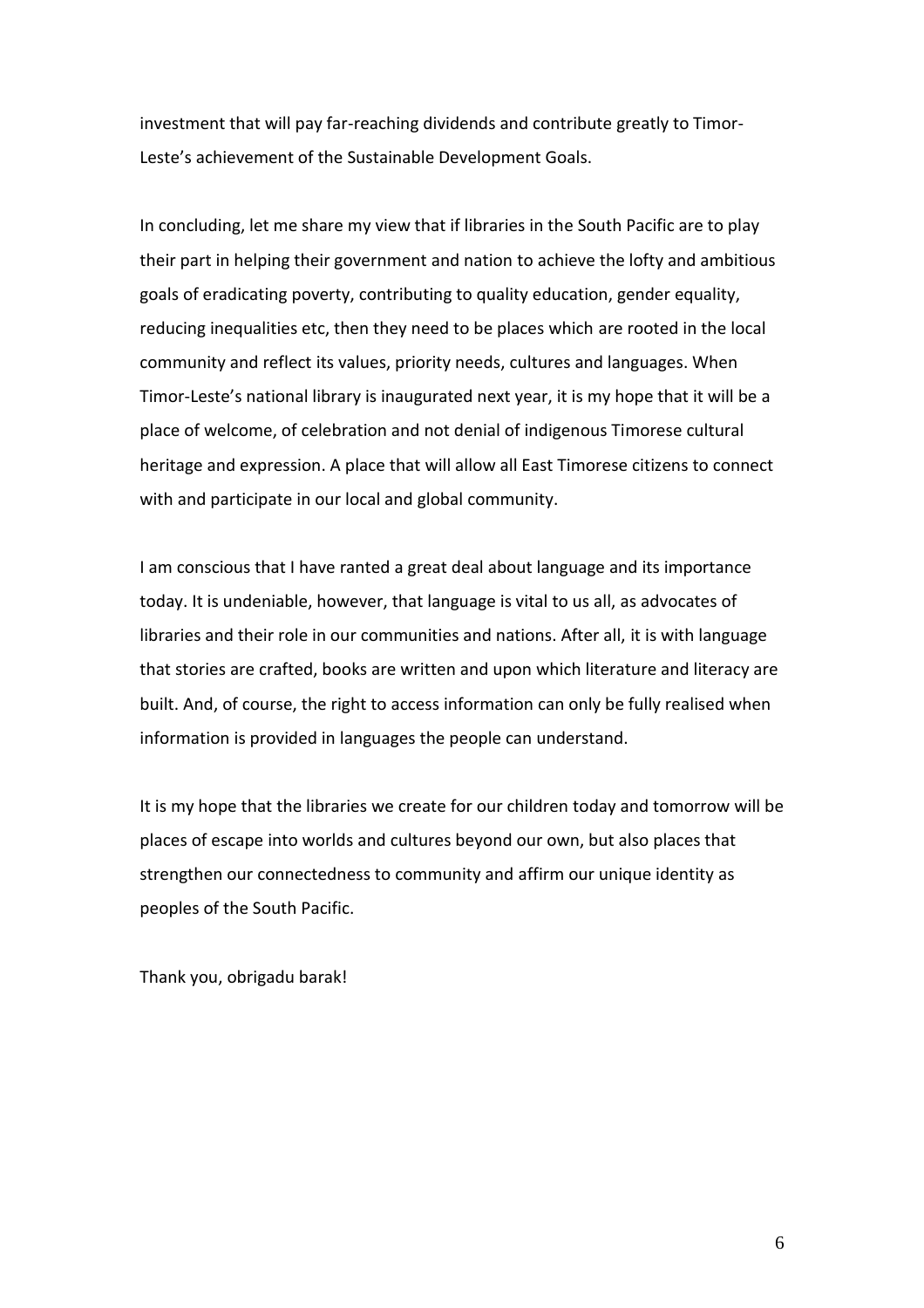investment that will pay far-reaching dividends and contribute greatly to Timor-Leste's achievement of the Sustainable Development Goals.

In concluding, let me share my view that if libraries in the South Pacific are to play their part in helping their government and nation to achieve the lofty and ambitious goals of eradicating poverty, contributing to quality education, gender equality, reducing inequalities etc, then they need to be places which are rooted in the local community and reflect its values, priority needs, cultures and languages. When Timor-Leste's national library is inaugurated next year, it is my hope that it will be a place of welcome, of celebration and not denial of indigenous Timorese cultural heritage and expression. A place that will allow all East Timorese citizens to connect with and participate in our local and global community.

I am conscious that I have ranted a great deal about language and its importance today. It is undeniable, however, that language is vital to us all, as advocates of libraries and their role in our communities and nations. After all, it is with language that stories are crafted, books are written and upon which literature and literacy are built. And, of course, the right to access information can only be fully realised when information is provided in languages the people can understand.

It is my hope that the libraries we create for our children today and tomorrow will be places of escape into worlds and cultures beyond our own, but also places that strengthen our connectedness to community and affirm our unique identity as peoples of the South Pacific.

Thank you, obrigadu barak!